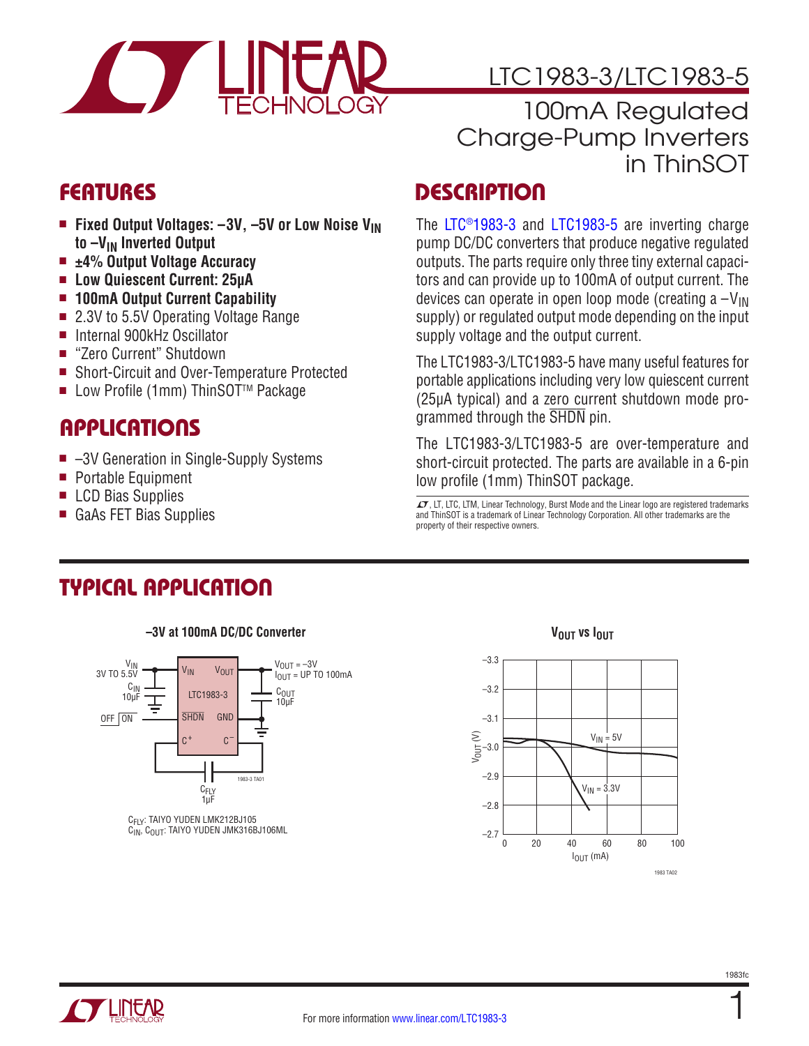# LTC1983-3/LTC1983-5

## 100mA Regulated Charge-Pump Inverters in ThinSOT

## FEATURES

- **Fixed Output Voltages: –3V, –5V or Low Noise $V_{IN}$ to $–V_{IN}$ Inverted Output**
- **±4% Output Voltage Accuracy**
- **Low Quiescent Current: 25μA**
- **100mA Output Current Capability**
- 2.3V to 5.5V Operating Voltage Range
- Internal 900kHz Oscillator
- "Zero Current" Shutdown
- Short-Circuit and Over-Temperature Protected
- Low Profile (1mm) ThinSOT™ Package

## APPLICATIONS

- –3V Generation in Single-Supply Systems
- Portable Equipment
- LCD Bias Supplies
- GaAs FET Bias Supplies

## DESCRIPTION

The LTC®1983-3 and LTC1983-5 are inverting charge pump DC/DC converters that produce negative regulated outputs. The parts require only three tiny external capacitors and can provide up to 100mA of output current. The devices can operate in open loop mode (creating a $–V_{IN}$ supply) or regulated output mode depending on the input supply voltage and the output current.

The LTC1983-3/LTC1983-5 have many useful features for portable applications including very low quiescent current (25μA typical) and a zero current shutdown mode programmed through the SHDN pin.

The LTC1983-3/LTC1983-5 are over-temperature and short-circuit protected. The parts are available in a 6-pin low profile (1mm) ThinSOT package.

LT, LTC, LTM, Linear Technology, Burst Mode and the Linear logo are registered trademarks and ThinSOT is a trademark of Linear Technology Corporation. All other trademarks are the property of their respective owners.

## TYPICAL APPLICATION

**–3V at 100mA DC/DC Converter**

$V_{IN}$ 3V TO 5.5V; $C_{IN}$ 10μF; OFF / ON; LTC1983-3 (pins: $V_{IN}$, $V_{OUT}$, SHDN, GND, $C^+$, $C^-$); $V_{OUT}$ = –3V, $I_{OUT}$ = UP TO 100mA; $C_{OUT}$ 10μF; $C_{FLY}$ 1μF

$C_{FLY}$: TAIYO YUDEN LMK212BJ105
$C_{IN}$, $C_{OUT}$: TAIYO YUDEN JMK316BJ106ML

**$V_{OUT}$ vs $I_{OUT}$**

(Graph: $V_{OUT}$ (V) from –3.3 to –2.7 vs $I_{OUT}$ (mA) from 0 to 100; curves for $V_{IN}$ = 5V and $V_{IN}$ = 3.3V)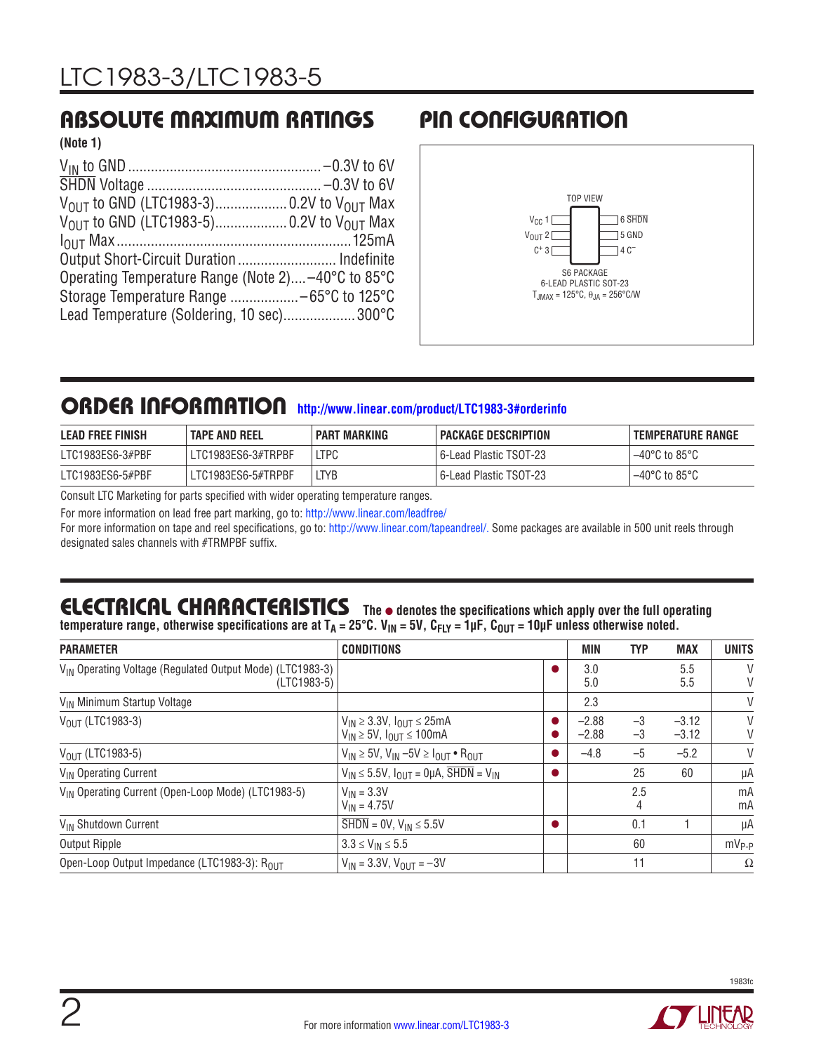## ABSOLUTE MAXIMUM RATINGS

**(Note 1)**

$V_{IN}$ to GND .................................................. −0.3V to 6V
$\overline{SHDN}$ Voltage ............................................. −0.3V to 6V
$V_{OUT}$ to GND (LTC1983-3)................... 0.2V to $V_{OUT}$ Max
$V_{OUT}$ to GND (LTC1983-5)................... 0.2V to $V_{OUT}$ Max
$I_{OUT}$ Max ............................................................. 125mA
Output Short-Circuit Duration .......................... Indefinite
Operating Temperature Range (Note 2) .... −40°C to 85°C
Storage Temperature Range .................. −65°C to 125°C
Lead Temperature (Soldering, 10 sec).................. 300°C

## PIN CONFIGURATION

TOP VIEW

| Pin | Name | Pin | Name |
|---|---|---|---|
| 1 | $V_{CC}$ | 6 | $\overline{SHDN}$ |
| 2 | $V_{OUT}$ | 5 | GND |
| 3 | $C^+$ | 4 | $C^-$ |

S6 PACKAGE
6-LEAD PLASTIC SOT-23
$T_{JMAX} = 125°C$, $\theta_{JA} = 256°C/W$

## ORDER INFORMATION http://www.linear.com/product/LTC1983-3#orderinfo

| LEAD FREE FINISH | TAPE AND REEL | PART MARKING | PACKAGE DESCRIPTION | TEMPERATURE RANGE |
|---|---|---|---|---|
| LTC1983ES6-3#PBF | LTC1983ES6-3#TRPBF | LTPC | 6-Lead Plastic TSOT-23 | −40°C to 85°C |
| LTC1983ES6-5#PBF | LTC1983ES6-5#TRPBF | LTYB | 6-Lead Plastic TSOT-23 | −40°C to 85°C |

Consult LTC Marketing for parts specified with wider operating temperature ranges.

For more information on lead free part marking, go to: http://www.linear.com/leadfree/

For more information on tape and reel specifications, go to: http://www.linear.com/tapeandreel/. Some packages are available in 500 unit reels through designated sales channels with #TRMPBF suffix.

## ELECTRICAL CHARACTERISTICS

**The ● denotes the specifications which apply over the full operating temperature range, otherwise specifications are at $T_A = 25°C$. $V_{IN} = 5V$, $C_{FLY} = 1µF$, $C_{OUT} = 10µF$ unless otherwise noted.**

| PARAMETER | CONDITIONS | | MIN | TYP | MAX | UNITS |
|---|---|---|---|---|---|---|
| $V_{IN}$ Operating Voltage (Regulated Output Mode) (LTC1983-3) (LTC1983-5) | | ● | 3.0<br>5.0 | | 5.5<br>5.5 | V<br>V |
| $V_{IN}$ Minimum Startup Voltage | | | 2.3 | | | V |
| $V_{OUT}$ (LTC1983-3) | $V_{IN} \geq 3.3V$, $I_{OUT} \leq 25mA$<br>$V_{IN} \geq 5V$, $I_{OUT} \leq 100mA$ | ●<br>● | −2.88<br>−2.88 | −3<br>−3 | −3.12<br>−3.12 | V<br>V |
| $V_{OUT}$ (LTC1983-5) | $V_{IN} \geq 5V$, $V_{IN} - 5V \geq I_{OUT} \bullet R_{OUT}$ | ● | −4.8 | −5 | −5.2 | V |
| $V_{IN}$ Operating Current | $V_{IN} \leq 5.5V$, $I_{OUT} = 0µA$, $\overline{SHDN} = V_{IN}$ | ● | | 25 | 60 | µA |
| $V_{IN}$ Operating Current (Open-Loop Mode) (LTC1983-5) | $V_{IN} = 3.3V$<br>$V_{IN} = 4.75V$ | | | 2.5<br>4 | | mA<br>mA |
| $V_{IN}$ Shutdown Current | $\overline{SHDN} = 0V$, $V_{IN} \leq 5.5V$ | ● | | 0.1 | 1 | µA |
| Output Ripple | $3.3 \leq V_{IN} \leq 5.5$ | | | 60 | | $mV_{P-P}$ |
| Open-Loop Output Impedance (LTC1983-3): $R_{OUT}$ | $V_{IN} = 3.3V$, $V_{OUT} = -3V$ | | | 11 | | Ω |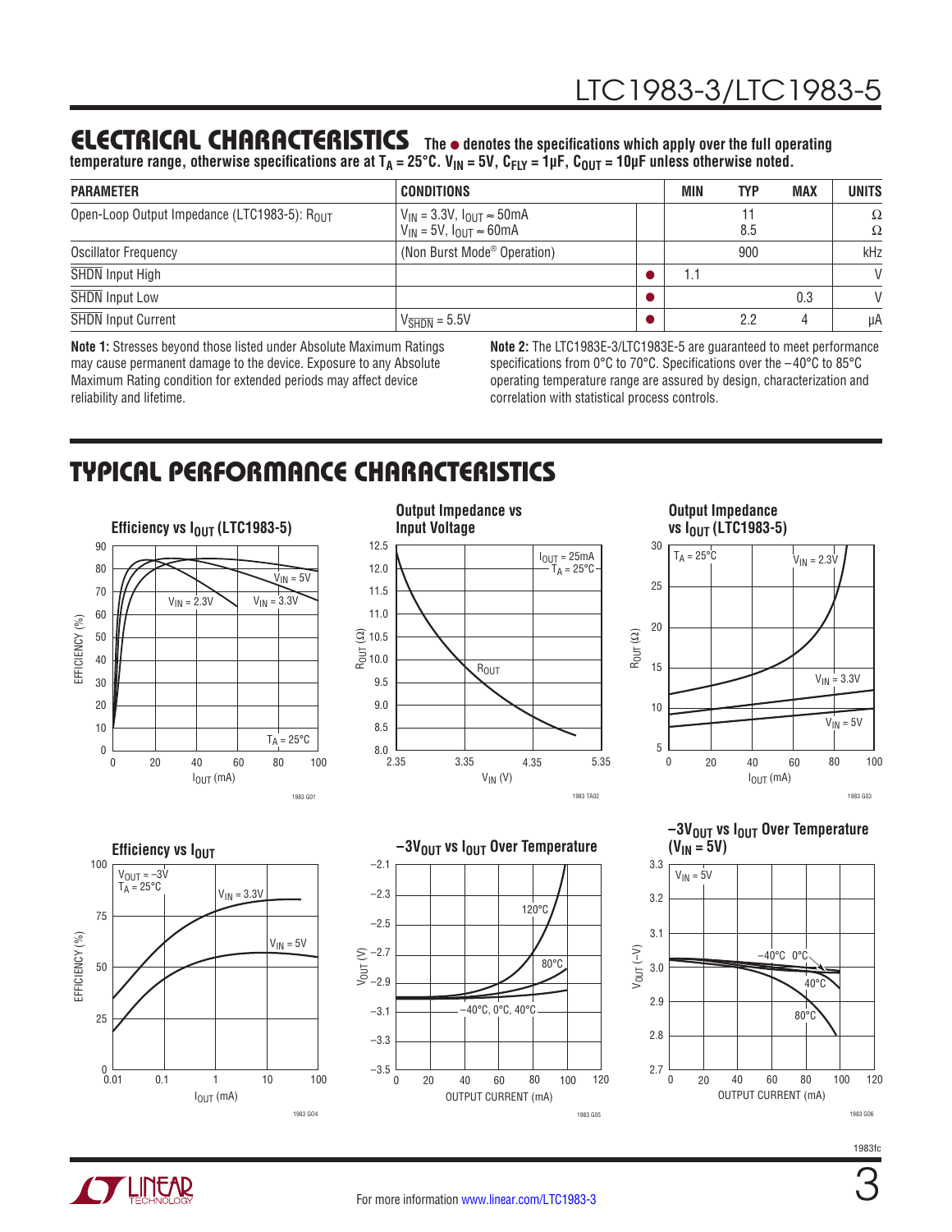## ELECTRICAL CHARACTERISTICS

**The ● denotes the specifications which apply over the full operating temperature range, otherwise specifications are at $T_A = 25°C$. $V_{IN} = 5V$, $C_{FLY} = 1µF$, $C_{OUT} = 10µF$ unless otherwise noted.**

| PARAMETER | CONDITIONS | | MIN | TYP | MAX | UNITS |
|---|---|---|---|---|---|---|
| Open-Loop Output Impedance (LTC1983-5): $R_{OUT}$ | $V_{IN} = 3.3V$, $I_{OUT} \approx 50mA$<br>$V_{IN} = 5V$, $I_{OUT} \approx 60mA$ | | | 11<br>8.5 | | Ω<br>Ω |
| Oscillator Frequency | (Non Burst Mode® Operation) | | | 900 | | kHz |
| $\overline{SHDN}$ Input High | | ● | 1.1 | | | V |
| $\overline{SHDN}$ Input Low | | ● | | | 0.3 | V |
| $\overline{SHDN}$ Input Current | $V_{\overline{SHDN}} = 5.5V$ | ● | | 2.2 | 4 | µA |

**Note 1:** Stresses beyond those listed under Absolute Maximum Ratings may cause permanent damage to the device. Exposure to any Absolute Maximum Rating condition for extended periods may affect device reliability and lifetime.

**Note 2:** The LTC1983E-3/LTC1983E-5 are guaranteed to meet performance specifications from 0°C to 70°C. Specifications over the –40°C to 85°C operating temperature range are assured by design, characterization and correlation with statistical process controls.

## TYPICAL PERFORMANCE CHARACTERISTICS

**Efficiency vs $I_{OUT}$ (LTC1983-5)**

**Output Impedance vs Input Voltage**

**Output Impedance vs $I_{OUT}$ (LTC1983-5)**

**Efficiency vs $I_{OUT}$**

**$-3V_{OUT}$ vs $I_{OUT}$ Over Temperature**

**$-3V_{OUT}$ vs $I_{OUT}$ Over Temperature ($V_{IN} = 5V$)**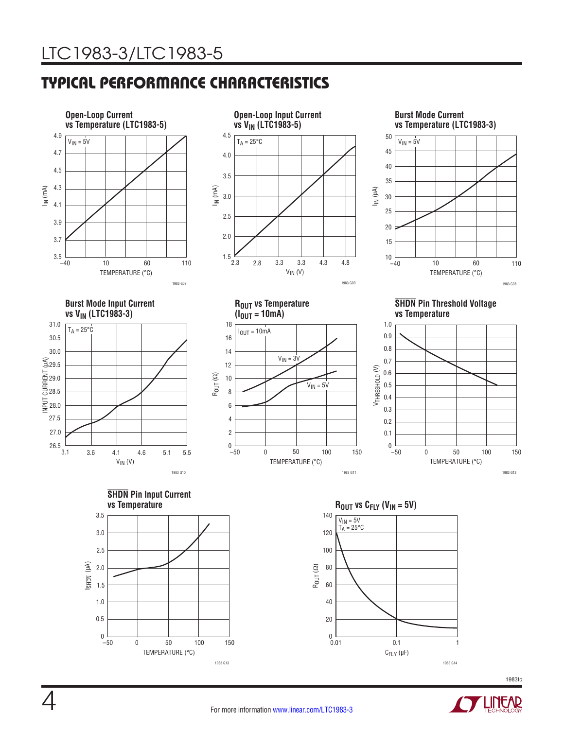## TYPICAL PERFORMANCE CHARACTERISTICS

**Open-Loop Current vs Temperature (LTC1983-5)**

$V_{IN}$ = 5V

$I_{IN}$ (mA) vs TEMPERATURE (°C)

1983 G07

**Open-Loop Input Current vs $V_{IN}$ (LTC1983-5)**

$T_A$ = 25°C

$I_{IN}$ (mA) vs $V_{IN}$ (V)

1983 G09

**Burst Mode Current vs Temperature (LTC1983-3)**

$V_{IN}$ = 5V

$I_{IN}$ (µA) vs TEMPERATURE (°C)

1983 G08

**Burst Mode Input Current vs $V_{IN}$ (LTC1983-3)**

$T_A$ = 25°C

INPUT CURRENT (µA) vs $V_{IN}$ (V)

1983 G10

**$R_{OUT}$ vs Temperature ($I_{OUT}$ = 10mA)**

$I_{OUT}$ = 10mA; $V_{IN}$ = 3V; $V_{IN}$ = 5V

$R_{OUT}$ (Ω) vs TEMPERATURE (°C)

1983 G11

**$\overline{SHDN}$ Pin Threshold Voltage vs Temperature**

$V_{THRESHOLD}$ (V) vs TEMPERATURE (°C)

1983 G12

**$\overline{SHDN}$ Pin Input Current vs Temperature**

$I_{\overline{SHDN}}$ (µA) vs TEMPERATURE (°C)

1983 G13

**$R_{OUT}$ vs $C_{FLY}$ ($V_{IN}$ = 5V)**

$V_{IN}$ = 5V; $T_A$ = 25°C

$R_{OUT}$ (Ω) vs $C_{FLY}$ (µF)

1983 G14

1983fc

For more information www.linear.com/LTC1983-3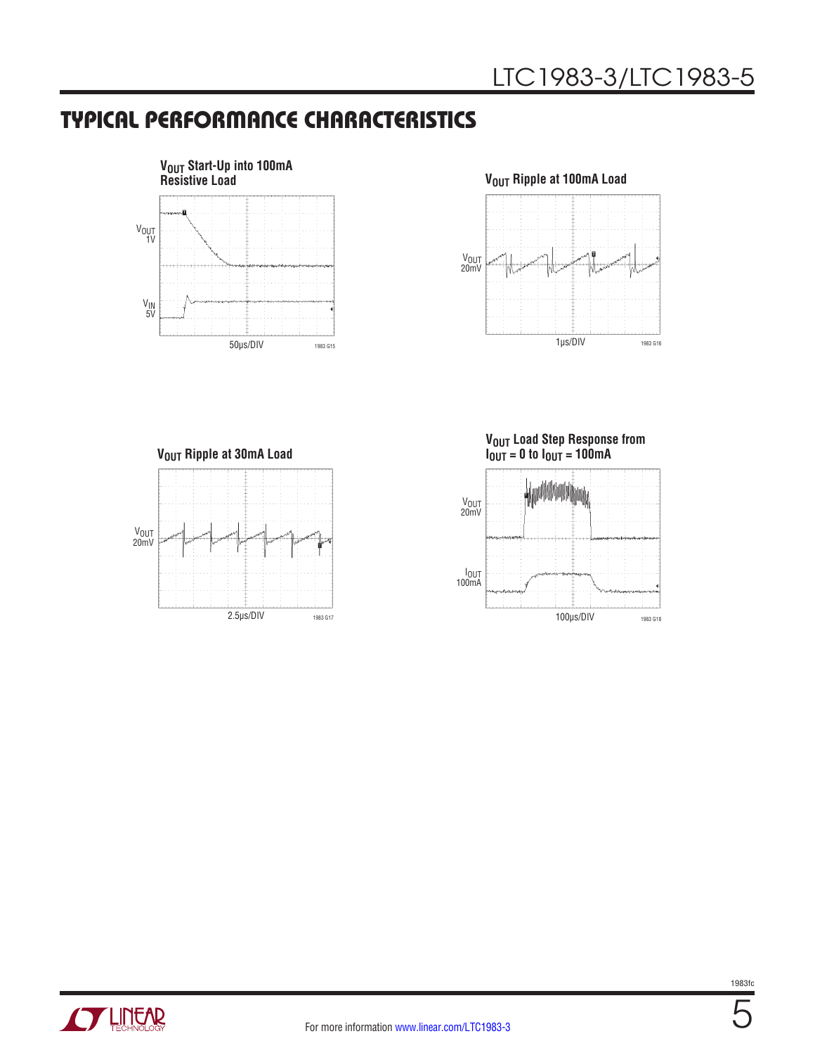## TYPICAL PERFORMANCE CHARACTERISTICS

**$V_{OUT}$ Start-Up into 100mA Resistive Load**

$V_{OUT}$ 1V

$V_{IN}$ 5V

50µs/DIV

1983 G15

**$V_{OUT}$ Ripple at 100mA Load**

$V_{OUT}$ 20mV

1µs/DIV

1983 G16

**$V_{OUT}$ Ripple at 30mA Load**

$V_{OUT}$ 20mV

2.5µs/DIV

1983 G17

**$V_{OUT}$ Load Step Response from $I_{OUT}$ = 0 to $I_{OUT}$ = 100mA**

$V_{OUT}$ 20mV

$I_{OUT}$ 100mA

100µs/DIV

1983 G18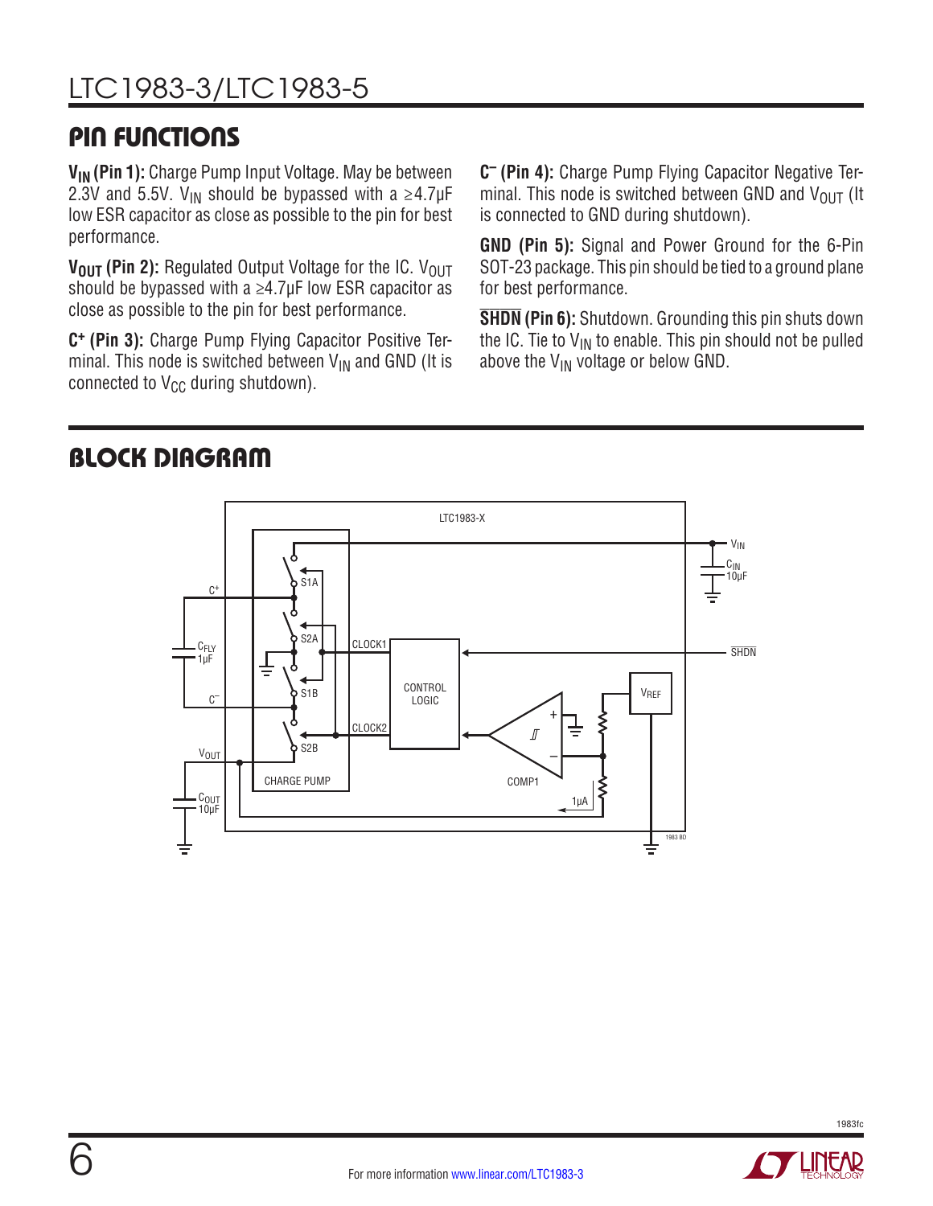## PIN FUNCTIONS

**$V_{IN}$ (Pin 1):** Charge Pump Input Voltage. May be between 2.3V and 5.5V. $V_{IN}$ should be bypassed with a ≥4.7µF low ESR capacitor as close as possible to the pin for best performance.

**$V_{OUT}$ (Pin 2):** Regulated Output Voltage for the IC. $V_{OUT}$ should be bypassed with a ≥4.7µF low ESR capacitor as close as possible to the pin for best performance.

**$C^+$ (Pin 3):** Charge Pump Flying Capacitor Positive Terminal. This node is switched between $V_{IN}$ and GND (It is connected to $V_{CC}$ during shutdown).

**$C^–$ (Pin 4):** Charge Pump Flying Capacitor Negative Terminal. This node is switched between GND and $V_{OUT}$ (It is connected to GND during shutdown).

**GND (Pin 5):** Signal and Power Ground for the 6-Pin SOT-23 package. This pin should be tied to a ground plane for best performance.

**$\overline{\text{SHDN}}$ (Pin 6):** Shutdown. Grounding this pin shuts down the IC. Tie to $V_{IN}$ to enable. This pin should not be pulled above the $V_{IN}$ voltage or below GND.

## BLOCK DIAGRAM

LTC1983-X

$V_{IN}$ · $C_{IN}$ 10µF · $C^+$ · $C_{FLY}$ 1µF · $C^–$ · $V_{OUT}$ · $C_{OUT}$ 10µF · S1A · S2A · S1B · S2B · CHARGE PUMP · CLOCK1 · CLOCK2 · CONTROL LOGIC · $\overline{\text{SHDN}}$ · COMP1 · $V_{REF}$ · 1µA

1983 BD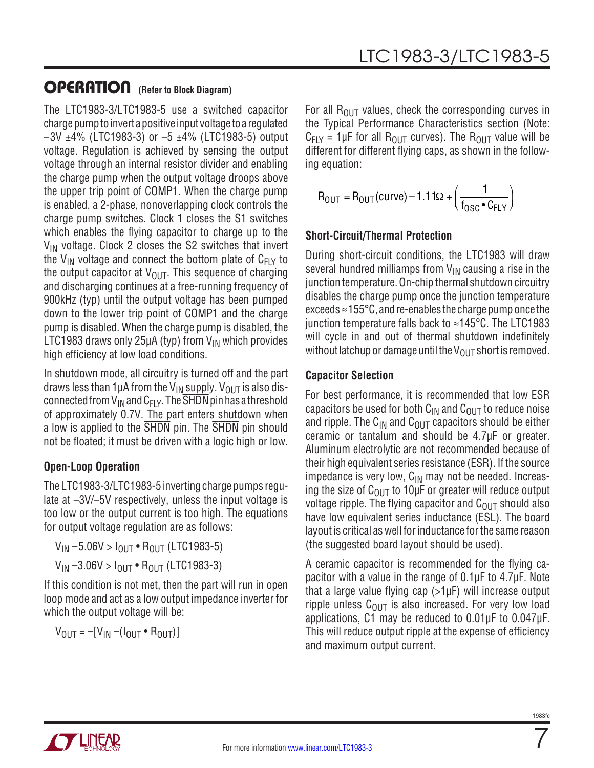## OPERATION (Refer to Block Diagram)

The LTC1983-3/LTC1983-5 use a switched capacitor charge pump to invert a positive input voltage to a regulated –3V ±4% (LTC1983-3) or –5 ±4% (LTC1983-5) output voltage. Regulation is achieved by sensing the output voltage through an internal resistor divider and enabling the charge pump when the output voltage droops above the upper trip point of COMP1. When the charge pump is enabled, a 2-phase, nonoverlapping clock controls the charge pump switches. Clock 1 closes the S1 switches which enables the flying capacitor to charge up to the $V_{IN}$ voltage. Clock 2 closes the S2 switches that invert the $V_{IN}$ voltage and connect the bottom plate of $C_{FLY}$ to the output capacitor at $V_{OUT}$. This sequence of charging and discharging continues at a free-running frequency of 900kHz (typ) until the output voltage has been pumped down to the lower trip point of COMP1 and the charge pump is disabled. When the charge pump is disabled, the LTC1983 draws only 25µA (typ) from $V_{IN}$ which provides high efficiency at low load conditions.

In shutdown mode, all circuitry is turned off and the part draws less than 1µA from the $V_{IN}$ supply. $V_{OUT}$ is also disconnected from $V_{IN}$ and $C_{FLY}$. The $\overline{SHDN}$ pin has a threshold of approximately 0.7V. The part enters shutdown when a low is applied to the $\overline{SHDN}$ pin. The $\overline{SHDN}$ pin should not be floated; it must be driven with a logic high or low.

### Open-Loop Operation

The LTC1983-3/LTC1983-5 inverting charge pumps regulate at –3V/–5V respectively, unless the input voltage is too low or the output current is too high. The equations for output voltage regulation are as follows:

$V_{IN} - 5.06V > I_{OUT} \bullet R_{OUT}$ (LTC1983-5)

$V_{IN} - 3.06V > I_{OUT} \bullet R_{OUT}$ (LTC1983-3)

If this condition is not met, then the part will run in open loop mode and act as a low output impedance inverter for which the output voltage will be:

$V_{OUT} = -[V_{IN} - (I_{OUT} \bullet R_{OUT})]$

For all $R_{OUT}$ values, check the corresponding curves in the Typical Performance Characteristics section (Note: $C_{FLY}$ = 1µF for all $R_{OUT}$ curves). The $R_{OUT}$ value will be different for different flying caps, as shown in the following equation:

$$R_{OUT} = R_{OUT}(\text{curve}) - 1.11\Omega + \left(\frac{1}{f_{OSC} \bullet C_{FLY}}\right)$$

### Short-Circuit/Thermal Protection

During short-circuit conditions, the LTC1983 will draw several hundred milliamps from $V_{IN}$ causing a rise in the junction temperature. On-chip thermal shutdown circuitry disables the charge pump once the junction temperature exceeds ≈155°C, and re-enables the charge pump once the junction temperature falls back to ≈145°C. The LTC1983 will cycle in and out of thermal shutdown indefinitely without latchup or damage until the $V_{OUT}$ short is removed.

### Capacitor Selection

For best performance, it is recommended that low ESR capacitors be used for both $C_{IN}$ and $C_{OUT}$ to reduce noise and ripple. The $C_{IN}$ and $C_{OUT}$ capacitors should be either ceramic or tantalum and should be 4.7µF or greater. Aluminum electrolytic are not recommended because of their high equivalent series resistance (ESR). If the source impedance is very low, $C_{IN}$ may not be needed. Increasing the size of $C_{OUT}$ to 10µF or greater will reduce output voltage ripple. The flying capacitor and $C_{OUT}$ should also have low equivalent series inductance (ESL). The board layout is critical as well for inductance for the same reason (the suggested board layout should be used).

A ceramic capacitor is recommended for the flying capacitor with a value in the range of 0.1µF to 4.7µF. Note that a large value flying cap (>1µF) will increase output ripple unless $C_{OUT}$ is also increased. For very low load applications, C1 may be reduced to 0.01µF to 0.047µF. This will reduce output ripple at the expense of efficiency and maximum output current.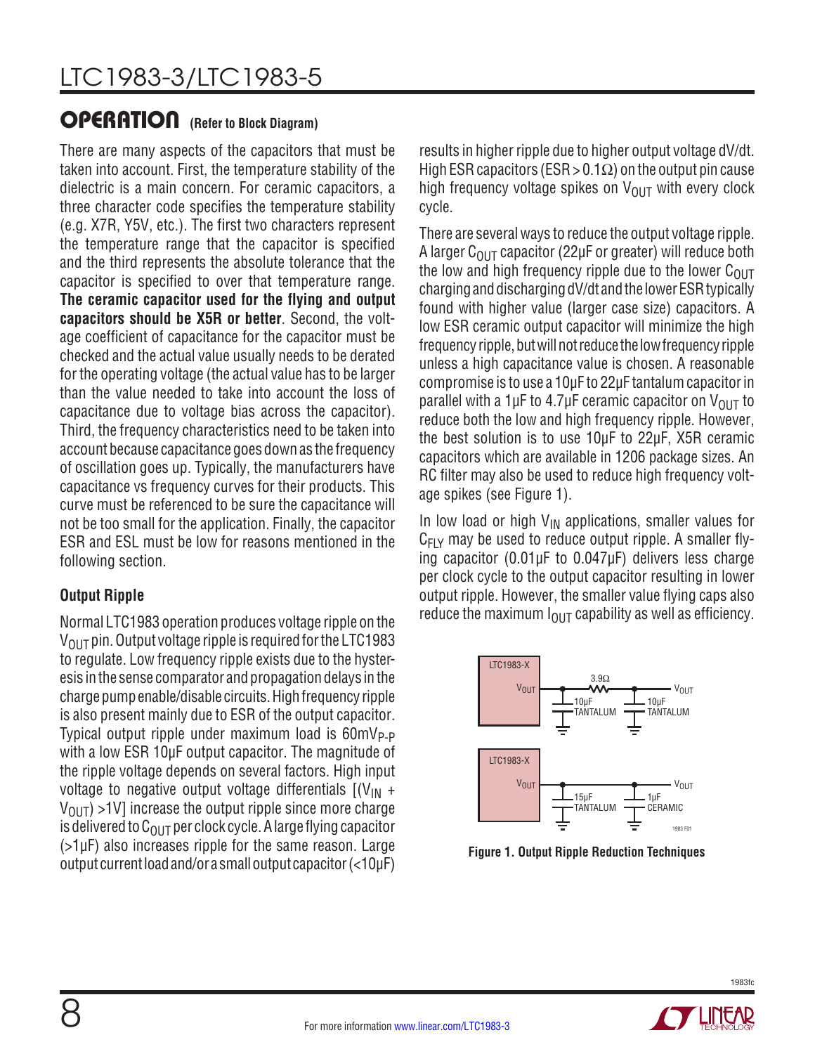## OPERATION (Refer to Block Diagram)

There are many aspects of the capacitors that must be taken into account. First, the temperature stability of the dielectric is a main concern. For ceramic capacitors, a three character code specifies the temperature stability (e.g. X7R, Y5V, etc.). The first two characters represent the temperature range that the capacitor is specified and the third represents the absolute tolerance that the capacitor is specified to over that temperature range. **The ceramic capacitor used for the flying and output capacitors should be X5R or better**. Second, the voltage coefficient of capacitance for the capacitor must be checked and the actual value usually needs to be derated for the operating voltage (the actual value has to be larger than the value needed to take into account the loss of capacitance due to voltage bias across the capacitor). Third, the frequency characteristics need to be taken into account because capacitance goes down as the frequency of oscillation goes up. Typically, the manufacturers have capacitance vs frequency curves for their products. This curve must be referenced to be sure the capacitance will not be too small for the application. Finally, the capacitor ESR and ESL must be low for reasons mentioned in the following section.

### Output Ripple

Normal LTC1983 operation produces voltage ripple on the $V_{OUT}$ pin. Output voltage ripple is required for the LTC1983 to regulate. Low frequency ripple exists due to the hysteresis in the sense comparator and propagation delays in the charge pump enable/disable circuits. High frequency ripple is also present mainly due to ESR of the output capacitor. Typical output ripple under maximum load is $60mV_{P-P}$ with a low ESR 10µF output capacitor. The magnitude of the ripple voltage depends on several factors. High input voltage to negative output voltage differentials [($V_{IN}$ + $V_{OUT}$) >1V] increase the output ripple since more charge is delivered to $C_{OUT}$ per clock cycle. A large flying capacitor (>1µF) also increases ripple for the same reason. Large output current load and/or a small output capacitor (<10µF) results in higher ripple due to higher output voltage dV/dt. High ESR capacitors (ESR > 0.1Ω) on the output pin cause high frequency voltage spikes on $V_{OUT}$ with every clock cycle.

There are several ways to reduce the output voltage ripple. A larger $C_{OUT}$ capacitor (22µF or greater) will reduce both the low and high frequency ripple due to the lower $C_{OUT}$ charging and discharging dV/dt and the lower ESR typically found with higher value (larger case size) capacitors. A low ESR ceramic output capacitor will minimize the high frequency ripple, but will not reduce the low frequency ripple unless a high capacitance value is chosen. A reasonable compromise is to use a 10µF to 22µF tantalum capacitor in parallel with a 1µF to 4.7µF ceramic capacitor on $V_{OUT}$ to reduce both the low and high frequency ripple. However, the best solution is to use 10µF to 22µF, X5R ceramic capacitors which are available in 1206 package sizes. An RC filter may also be used to reduce high frequency voltage spikes (see Figure 1).

In low load or high $V_{IN}$ applications, smaller values for $C_{FLY}$ may be used to reduce output ripple. A smaller flying capacitor (0.01µF to 0.047µF) delivers less charge per clock cycle to the output capacitor resulting in lower output ripple. However, the smaller value flying caps also reduce the maximum $I_{OUT}$ capability as well as efficiency.

Figure 1. Output Ripple Reduction Techniques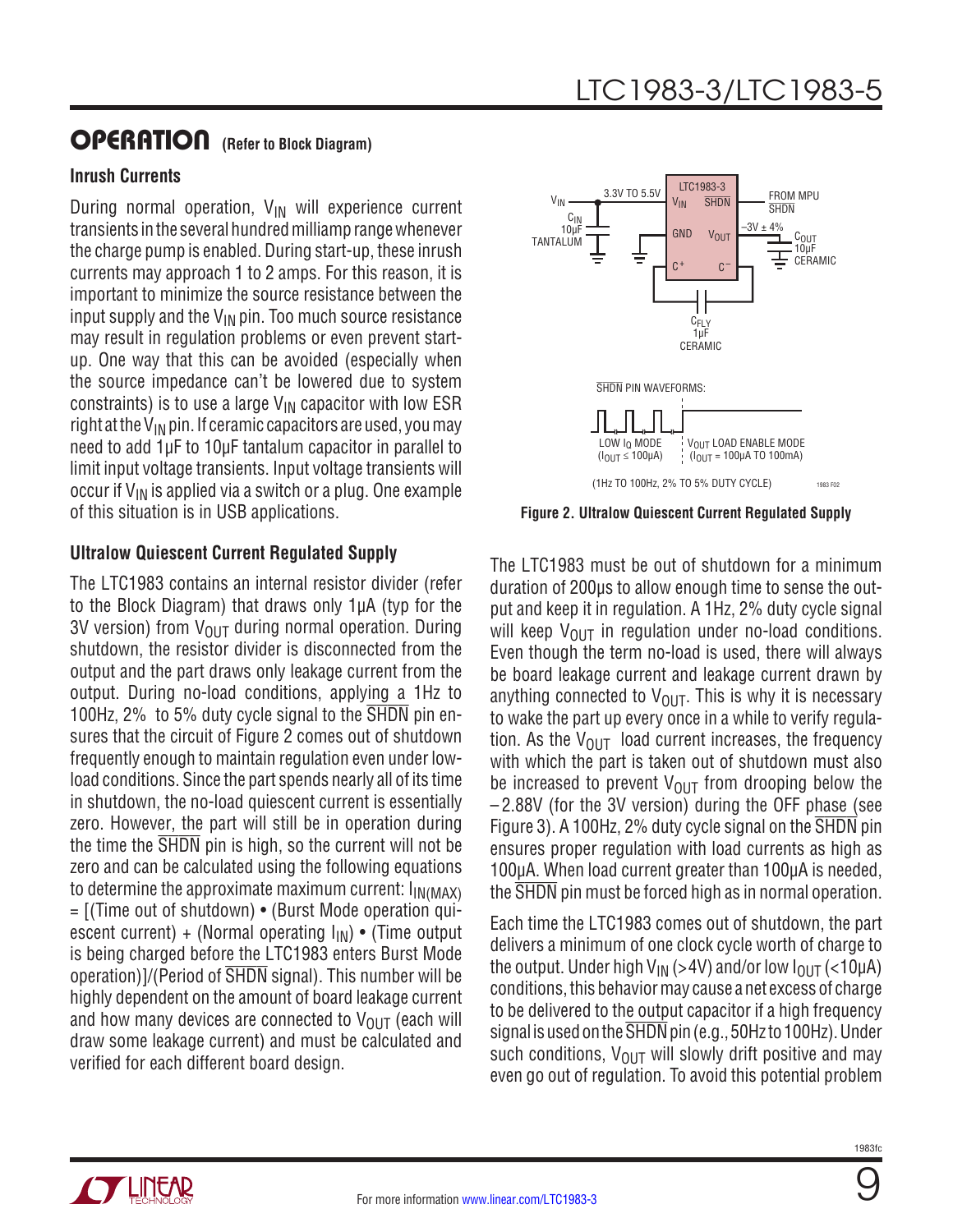## OPERATION (Refer to Block Diagram)

### Inrush Currents

During normal operation, $V_{IN}$ will experience current transients in the several hundred milliamp range whenever the charge pump is enabled. During start-up, these inrush currents may approach 1 to 2 amps. For this reason, it is important to minimize the source resistance between the input supply and the $V_{IN}$ pin. Too much source resistance may result in regulation problems or even prevent start-up. One way that this can be avoided (especially when the source impedance can't be lowered due to system constraints) is to use a large $V_{IN}$ capacitor with low ESR right at the $V_{IN}$ pin. If ceramic capacitors are used, you may need to add 1µF to 10µF tantalum capacitor in parallel to limit input voltage transients. Input voltage transients will occur if $V_{IN}$ is applied via a switch or a plug. One example of this situation is in USB applications.

### Ultralow Quiescent Current Regulated Supply

The LTC1983 contains an internal resistor divider (refer to the Block Diagram) that draws only 1µA (typ for the 3V version) from $V_{OUT}$ during normal operation. During shutdown, the resistor divider is disconnected from the output and the part draws only leakage current from the output. During no-load conditions, applying a 1Hz to 100Hz, 2% to 5% duty cycle signal to the $\overline{SHDN}$ pin ensures that the circuit of Figure 2 comes out of shutdown frequently enough to maintain regulation even under low-load conditions. Since the part spends nearly all of its time in shutdown, the no-load quiescent current is essentially zero. However, the part will still be in operation during the time the $\overline{SHDN}$ pin is high, so the current will not be zero and can be calculated using the following equations to determine the approximate maximum current: $I_{IN(MAX)}$ = [(Time out of shutdown) • (Burst Mode operation quiescent current) + (Normal operating $I_{IN}$) • (Time output is being charged before the LTC1983 enters Burst Mode operation)]/(Period of $\overline{SHDN}$ signal). This number will be highly dependent on the amount of board leakage current and how many devices are connected to $V_{OUT}$ (each will draw some leakage current) and must be calculated and verified for each different board design.

Figure 2. Ultralow Quiescent Current Regulated Supply

The LTC1983 must be out of shutdown for a minimum duration of 200µs to allow enough time to sense the output and keep it in regulation. A 1Hz, 2% duty cycle signal will keep $V_{OUT}$ in regulation under no-load conditions. Even though the term no-load is used, there will always be board leakage current and leakage current drawn by anything connected to $V_{OUT}$. This is why it is necessary to wake the part up every once in a while to verify regulation. As the $V_{OUT}$ load current increases, the frequency with which the part is taken out of shutdown must also be increased to prevent $V_{OUT}$ from drooping below the –2.88V (for the 3V version) during the OFF phase (see Figure 3). A 100Hz, 2% duty cycle signal on the $\overline{SHDN}$ pin ensures proper regulation with load currents as high as 100µA. When load current greater than 100µA is needed, the $\overline{SHDN}$ pin must be forced high as in normal operation.

Each time the LTC1983 comes out of shutdown, the part delivers a minimum of one clock cycle worth of charge to the output. Under high $V_{IN}$ (>4V) and/or low $I_{OUT}$ (<10µA) conditions, this behavior may cause a net excess of charge to be delivered to the output capacitor if a high frequency signal is used on the $\overline{SHDN}$ pin (e.g., 50Hz to 100Hz). Under such conditions, $V_{OUT}$ will slowly drift positive and may even go out of regulation. To avoid this potential problem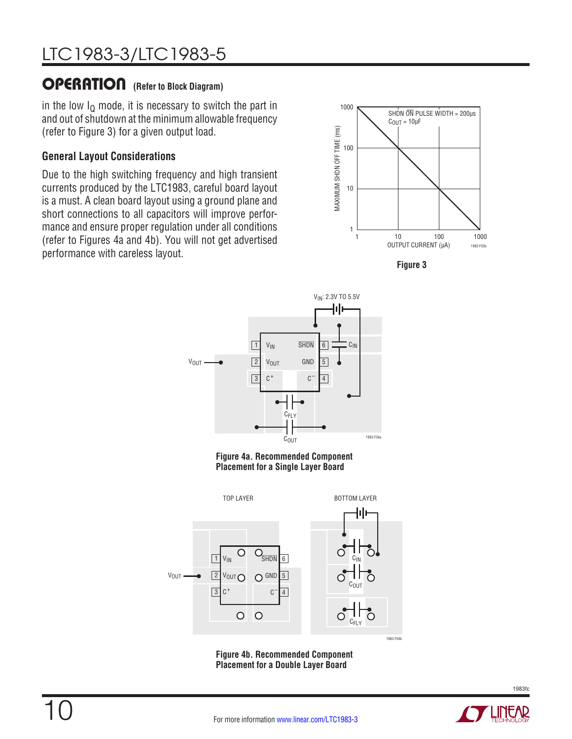## OPERATION (Refer to Block Diagram)

in the low $I_Q$ mode, it is necessary to switch the part in and out of shutdown at the minimum allowable frequency (refer to Figure 3) for a given output load.

### General Layout Considerations

Due to the high switching frequency and high transient currents produced by the LTC1983, careful board layout is a must. A clean board layout using a ground plane and short connections to all capacitors will improve performance and ensure proper regulation under all conditions (refer to Figures 4a and 4b). You will not get advertised performance with careless layout.

**Figure 3**

**Figure 4a. Recommended Component Placement for a Single Layer Board**

**Figure 4b. Recommended Component Placement for a Double Layer Board**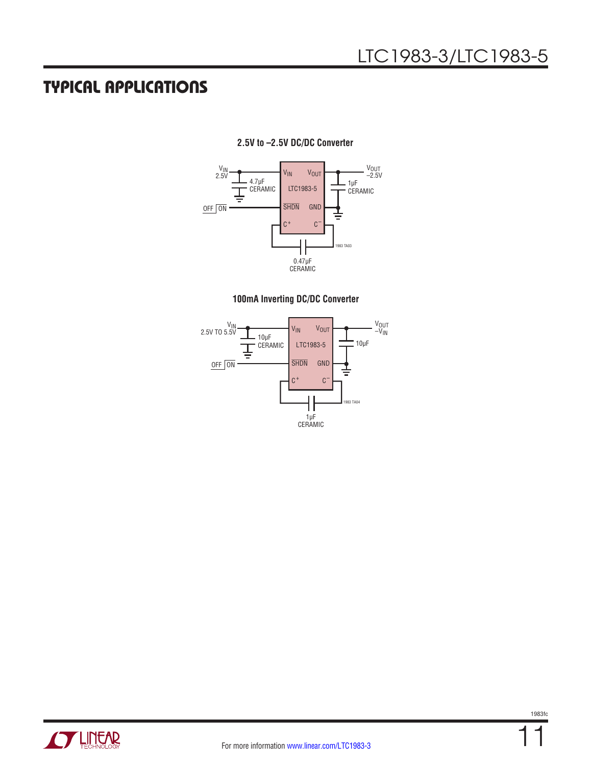## TYPICAL APPLICATIONS

**2.5V to –2.5V DC/DC Converter**

**100mA Inverting DC/DC Converter**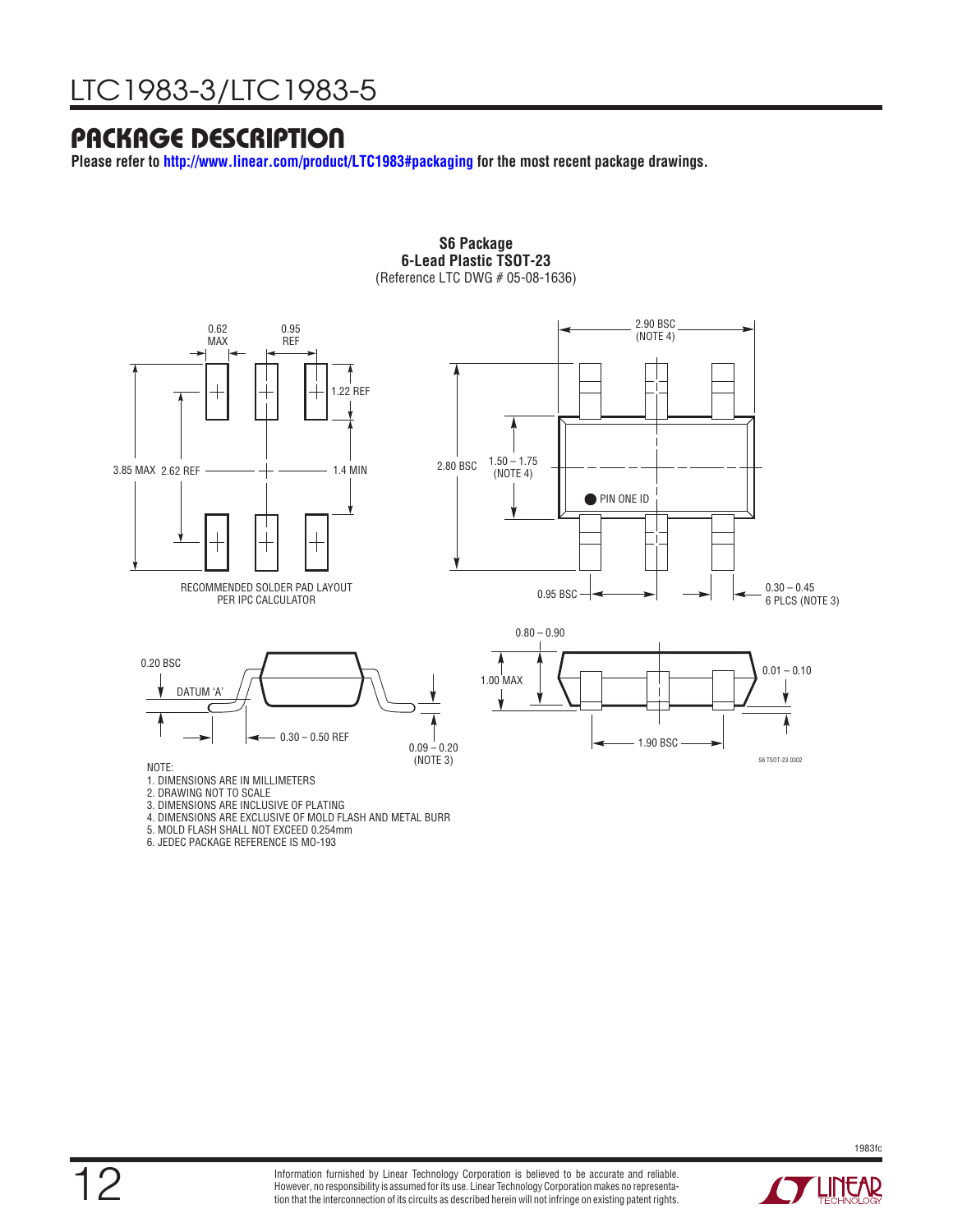## PACKAGE DESCRIPTION

**Please refer to http://www.linear.com/product/LTC1983#packaging for the most recent package drawings.**

**S6 Package**
**6-Lead Plastic TSOT-23**
(Reference LTC DWG # 05-08-1636)

0.62 MAX

0.95 REF

1.22 REF

3.85 MAX 2.62 REF

1.4 MIN

RECOMMENDED SOLDER PAD LAYOUT PER IPC CALCULATOR

2.90 BSC (NOTE 4)

2.80 BSC

1.50 – 1.75 (NOTE 4)

PIN ONE ID

0.95 BSC

0.30 – 0.45 6 PLCS (NOTE 3)

0.20 BSC

DATUM 'A'

0.30 – 0.50 REF

0.09 – 0.20 (NOTE 3)

0.80 – 0.90

1.00 MAX

0.01 – 0.10

1.90 BSC

S6 TSOT-23 0302

NOTE:
1. DIMENSIONS ARE IN MILLIMETERS
2. DRAWING NOT TO SCALE
3. DIMENSIONS ARE INCLUSIVE OF PLATING
4. DIMENSIONS ARE EXCLUSIVE OF MOLD FLASH AND METAL BURR
5. MOLD FLASH SHALL NOT EXCEED 0.254mm
6. JEDEC PACKAGE REFERENCE IS MO-193

Information furnished by Linear Technology Corporation is believed to be accurate and reliable. However, no responsibility is assumed for its use. Linear Technology Corporation makes no representation that the interconnection of its circuits as described herein will not infringe on existing patent rights.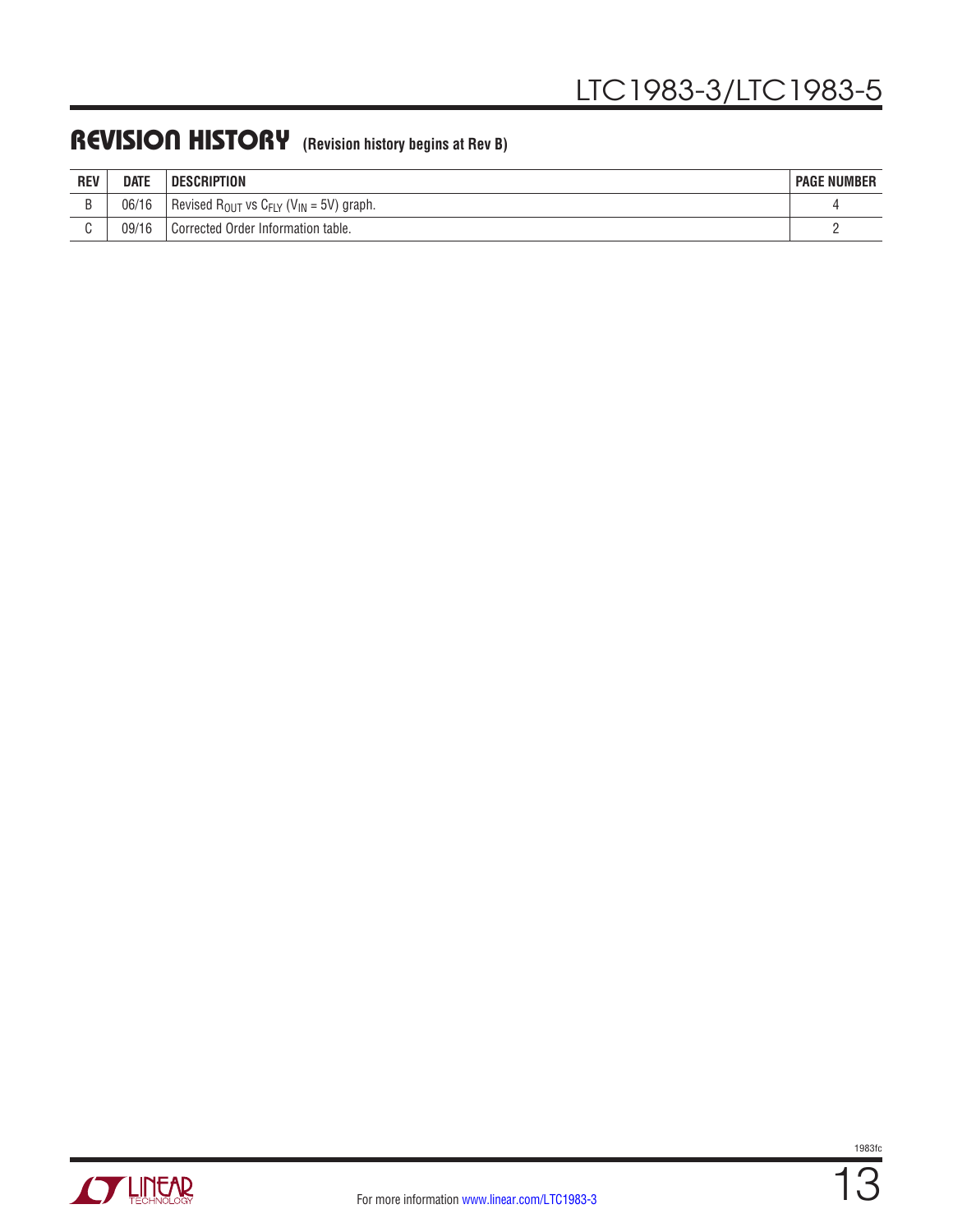## REVISION HISTORY (Revision history begins at Rev B)

| REV | DATE | DESCRIPTION | PAGE NUMBER |
| --- | --- | --- | --- |
| B | 06/16 | Revised $R_{OUT}$ vs $C_{FLY}$ ($V_{IN}$ = 5V) graph. | 4 |
| C | 09/16 | Corrected Order Information table. | 2 |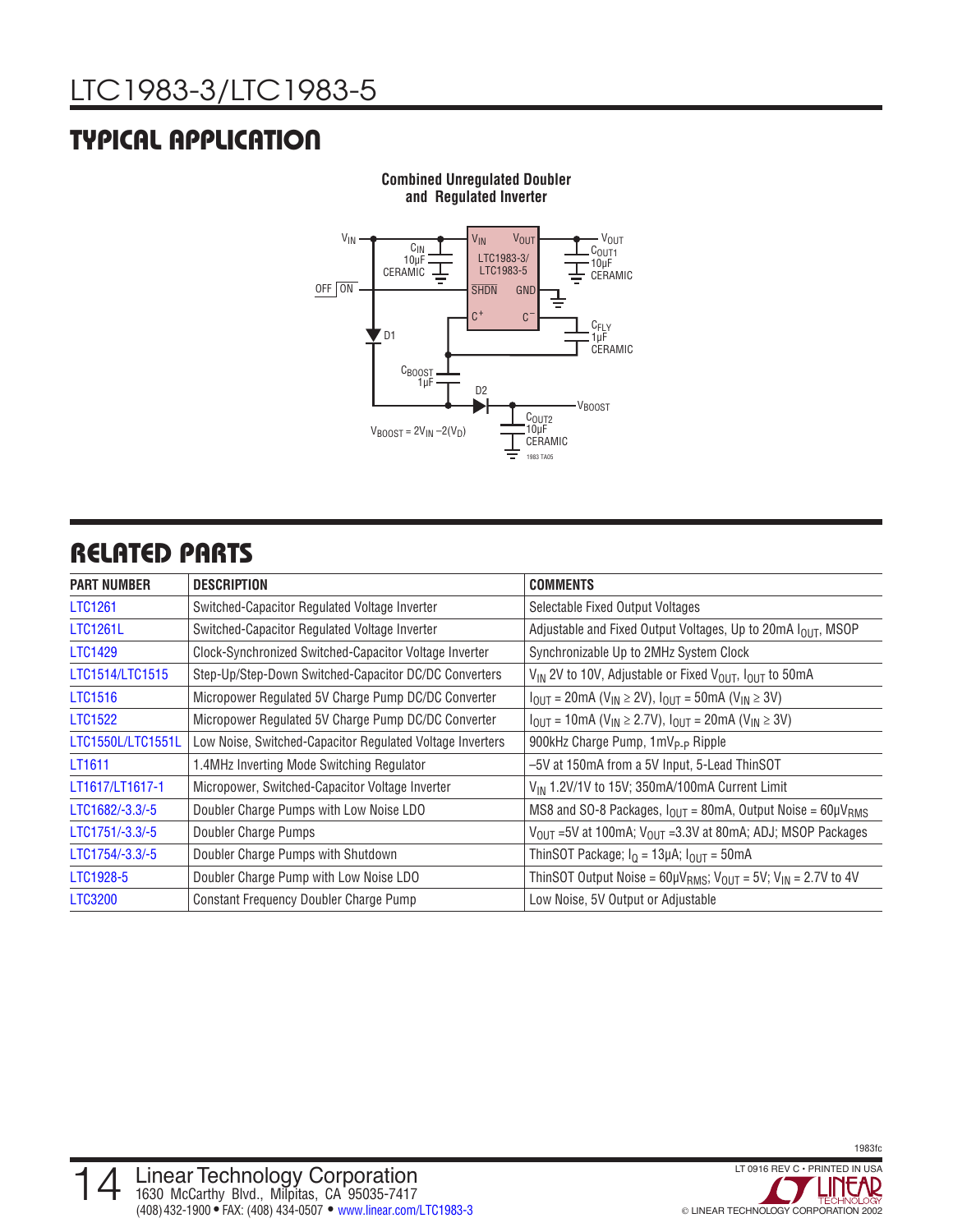## TYPICAL APPLICATION

**Combined Unregulated Doubler and Regulated Inverter**

$V_{IN}$

$C_{IN}$ 10µF CERAMIC

OFF ON

D1

$C_{BOOST}$ 1µF

D2

$V_{BOOST} = 2V_{IN} - 2(V_D)$

$V_{IN}$ $V_{OUT}$

LTC1983-3/ LTC1983-5

SHDN GND

$C^+$ $C^-$

$V_{OUT}$

$C_{OUT1}$ 10µF CERAMIC

$C_{FLY}$ 1µF CERAMIC

$V_{BOOST}$

$C_{OUT2}$ 10µF CERAMIC

1983 TA05

## RELATED PARTS

| PART NUMBER | DESCRIPTION | COMMENTS |
|---|---|---|
| LTC1261 | Switched-Capacitor Regulated Voltage Inverter | Selectable Fixed Output Voltages |
| LTC1261L | Switched-Capacitor Regulated Voltage Inverter | Adjustable and Fixed Output Voltages, Up to 20mA $I_{OUT}$, MSOP |
| LTC1429 | Clock-Synchronized Switched-Capacitor Voltage Inverter | Synchronizable Up to 2MHz System Clock |
| LTC1514/LTC1515 | Step-Up/Step-Down Switched-Capacitor DC/DC Converters | $V_{IN}$ 2V to 10V, Adjustable or Fixed $V_{OUT}$, $I_{OUT}$ to 50mA |
| LTC1516 | Micropower Regulated 5V Charge Pump DC/DC Converter | $I_{OUT}$ = 20mA ($V_{IN} \geq 2V$), $I_{OUT}$ = 50mA ($V_{IN} \geq 3V$) |
| LTC1522 | Micropower Regulated 5V Charge Pump DC/DC Converter | $I_{OUT}$ = 10mA ($V_{IN} \geq 2.7V$), $I_{OUT}$ = 20mA ($V_{IN} \geq 3V$) |
| LTC1550L/LTC1551L | Low Noise, Switched-Capacitor Regulated Voltage Inverters | 900kHz Charge Pump, $1mV_{P-P}$ Ripple |
| LT1611 | 1.4MHz Inverting Mode Switching Regulator | –5V at 150mA from a 5V Input, 5-Lead ThinSOT |
| LT1617/LT1617-1 | Micropower, Switched-Capacitor Voltage Inverter | $V_{IN}$ 1.2V/1V to 15V; 350mA/100mA Current Limit |
| LTC1682/-3.3/-5 | Doubler Charge Pumps with Low Noise LDO | MS8 and SO-8 Packages, $I_{OUT}$ = 80mA, Output Noise = $60\mu V_{RMS}$ |
| LTC1751/-3.3/-5 | Doubler Charge Pumps | $V_{OUT}$ =5V at 100mA; $V_{OUT}$ =3.3V at 80mA; ADJ; MSOP Packages |
| LTC1754/-3.3/-5 | Doubler Charge Pumps with Shutdown | ThinSOT Package; $I_Q$ = 13µA; $I_{OUT}$ = 50mA |
| LTC1928-5 | Doubler Charge Pump with Low Noise LDO | ThinSOT Output Noise = $60\mu V_{RMS}$; $V_{OUT}$ = 5V; $V_{IN}$ = 2.7V to 4V |
| LTC3200 | Constant Frequency Doubler Charge Pump | Low Noise, 5V Output or Adjustable |

Linear Technology Corporation
1630 McCarthy Blvd., Milpitas, CA 95035-7417
(408) 432-1900 • FAX: (408) 434-0507 • www.linear.com/LTC1983-3

LT 0916 REV C • PRINTED IN USA

© LINEAR TECHNOLOGY CORPORATION 2002